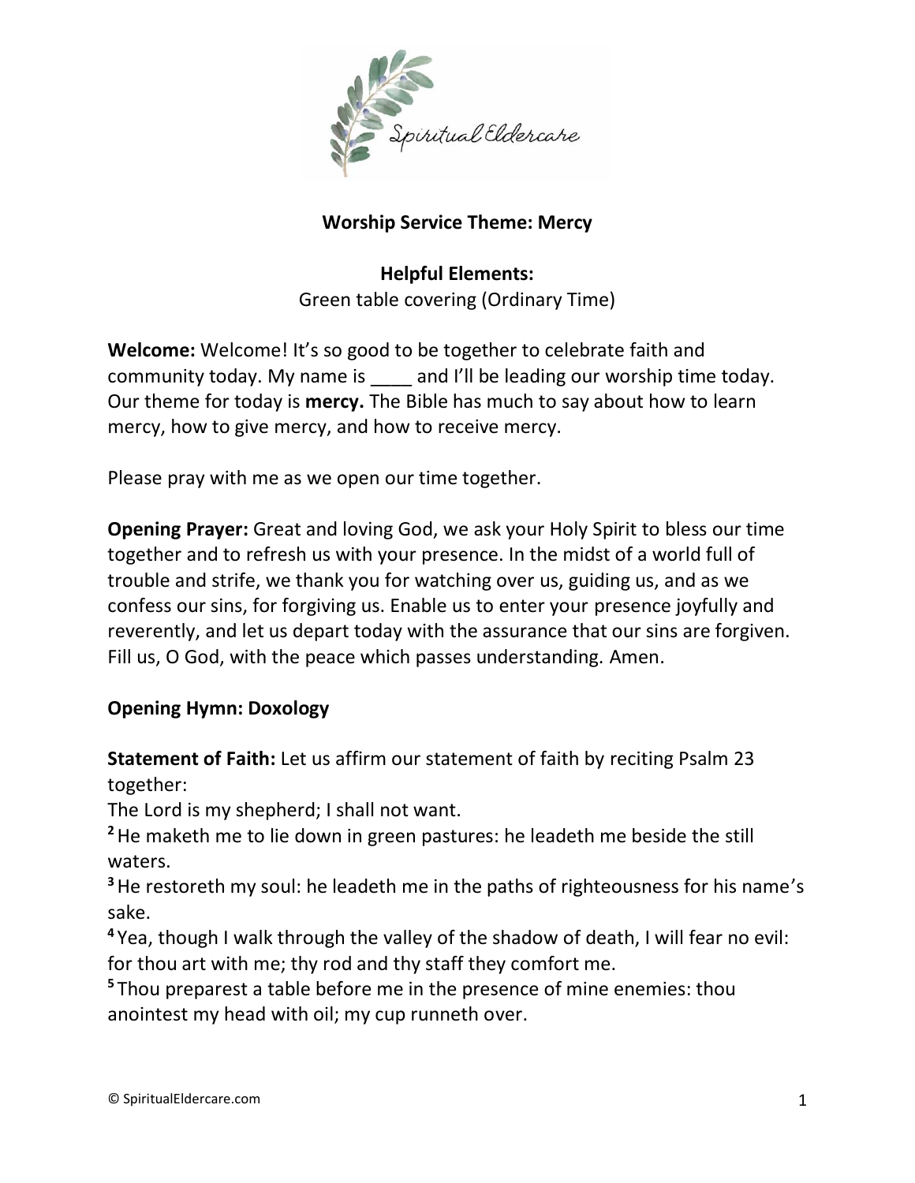# Worship Service Theme: Mercy

**Helpful Elements:**
Green table covering (Ordinary Time)

**Welcome:** Welcome! It's so good to be together to celebrate faith and community today. My name is ____ and I'll be leading our worship time today. Our theme for today is **mercy.** The Bible has much to say about how to learn mercy, how to give mercy, and how to receive mercy.

Please pray with me as we open our time together.

**Opening Prayer:** Great and loving God, we ask your Holy Spirit to bless our time together and to refresh us with your presence. In the midst of a world full of trouble and strife, we thank you for watching over us, guiding us, and as we confess our sins, for forgiving us. Enable us to enter your presence joyfully and reverently, and let us depart today with the assurance that our sins are forgiven. Fill us, O God, with the peace which passes understanding. Amen.

**Opening Hymn: Doxology**

**Statement of Faith:** Let us affirm our statement of faith by reciting Psalm 23 together:

The Lord is my shepherd; I shall not want.

**2** He maketh me to lie down in green pastures: he leadeth me beside the still waters.

**3** He restoreth my soul: he leadeth me in the paths of righteousness for his name's sake.

**4** Yea, though I walk through the valley of the shadow of death, I will fear no evil: for thou art with me; thy rod and thy staff they comfort me.

**5** Thou preparest a table before me in the presence of mine enemies: thou anointest my head with oil; my cup runneth over.

© SpiritualEldercare.com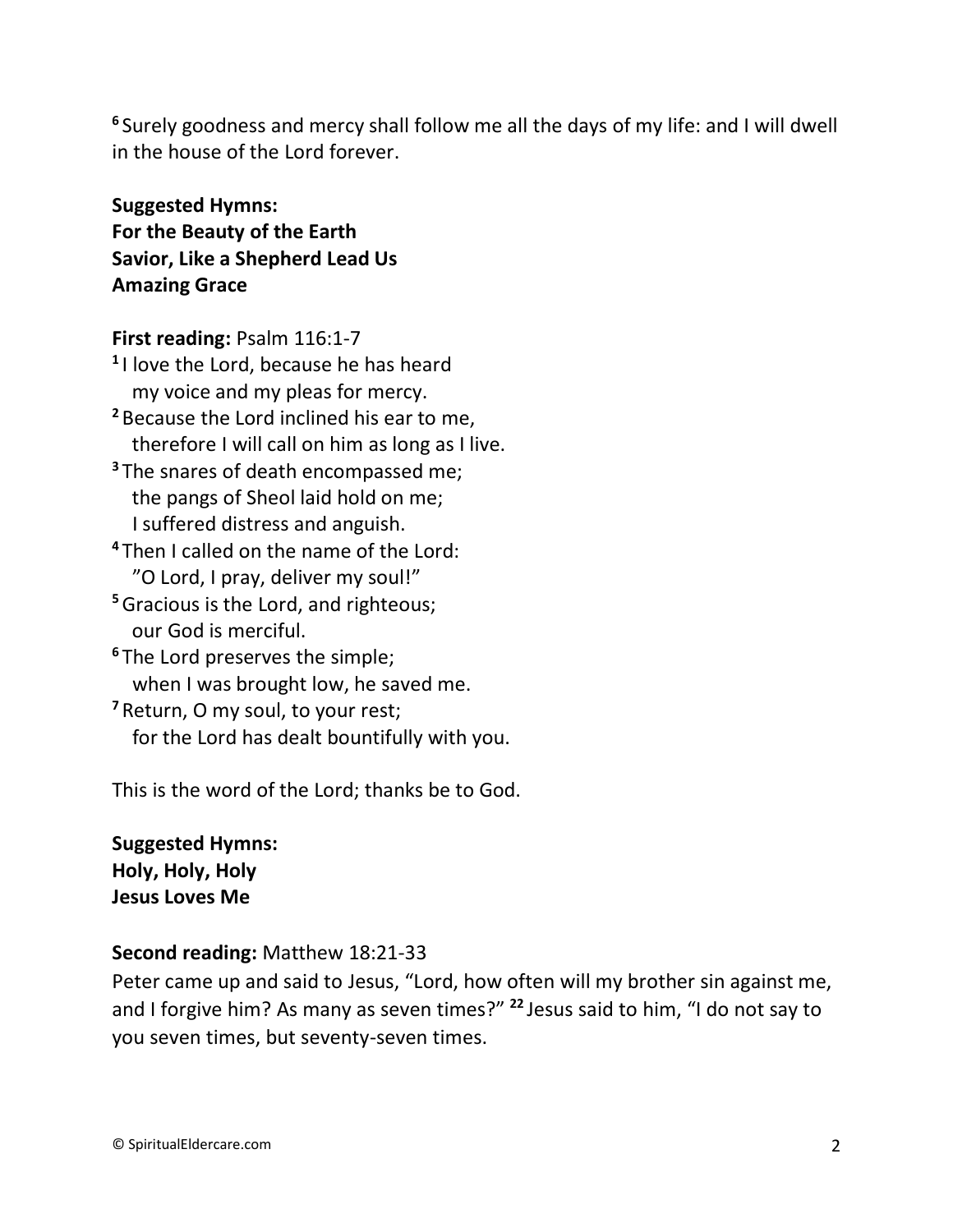[6] Surely goodness and mercy shall follow me all the days of my life: and I will dwell in the house of the Lord forever.

**Suggested Hymns:**
**For the Beauty of the Earth**
**Savior, Like a Shepherd Lead Us**
**Amazing Grace**

**First reading:** Psalm 116:1-7

[1] I love the Lord, because he has heard
 my voice and my pleas for mercy.
[2] Because the Lord inclined his ear to me,
 therefore I will call on him as long as I live.
[3] The snares of death encompassed me;
 the pangs of Sheol laid hold on me;
 I suffered distress and anguish.
[4] Then I called on the name of the Lord:
 "O Lord, I pray, deliver my soul!"
[5] Gracious is the Lord, and righteous;
 our God is merciful.
[6] The Lord preserves the simple;
 when I was brought low, he saved me.
[7] Return, O my soul, to your rest;
 for the Lord has dealt bountifully with you.

This is the word of the Lord; thanks be to God.

**Suggested Hymns:**
**Holy, Holy, Holy**
**Jesus Loves Me**

**Second reading:** Matthew 18:21-33

Peter came up and said to Jesus, "Lord, how often will my brother sin against me, and I forgive him? As many as seven times?" [22] Jesus said to him, "I do not say to you seven times, but seventy-seven times.

© SpiritualEldercare.com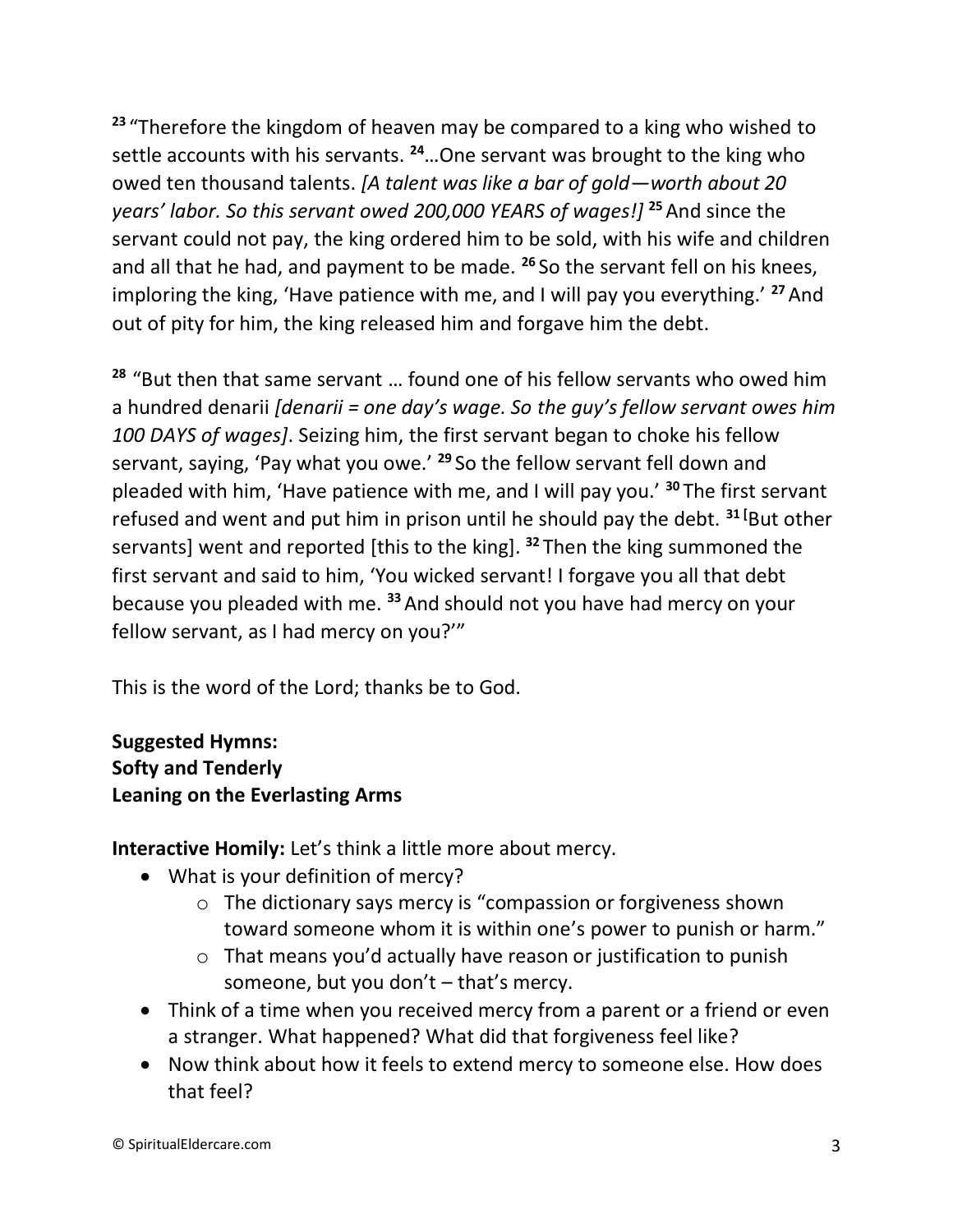[23] "Therefore the kingdom of heaven may be compared to a king who wished to settle accounts with his servants. [24]…One servant was brought to the king who owed ten thousand talents. *[A talent was like a bar of gold—worth about 20 years' labor. So this servant owed 200,000 YEARS of wages!]* [25] And since the servant could not pay, the king ordered him to be sold, with his wife and children and all that he had, and payment to be made. [26] So the servant fell on his knees, imploring the king, 'Have patience with me, and I will pay you everything.' [27] And out of pity for him, the king released him and forgave him the debt.

[28] "But then that same servant … found one of his fellow servants who owed him a hundred denarii *[denarii = one day's wage. So the guy's fellow servant owes him 100 DAYS of wages]*. Seizing him, the first servant began to choke his fellow servant, saying, 'Pay what you owe.' [29] So the fellow servant fell down and pleaded with him, 'Have patience with me, and I will pay you.' [30] The first servant refused and went and put him in prison until he should pay the debt. [31] [But other servants] went and reported [this to the king]. [32] Then the king summoned the first servant and said to him, 'You wicked servant! I forgave you all that debt because you pleaded with me. [33] And should not you have had mercy on your fellow servant, as I had mercy on you?'"

This is the word of the Lord; thanks be to God.

**Suggested Hymns:**
**Softy and Tenderly**
**Leaning on the Everlasting Arms**

**Interactive Homily:** Let's think a little more about mercy.

- What is your definition of mercy?
  - The dictionary says mercy is "compassion or forgiveness shown toward someone whom it is within one's power to punish or harm."
  - That means you'd actually have reason or justification to punish someone, but you don't – that's mercy.
- Think of a time when you received mercy from a parent or a friend or even a stranger. What happened? What did that forgiveness feel like?
- Now think about how it feels to extend mercy to someone else. How does that feel?

© SpiritualEldercare.com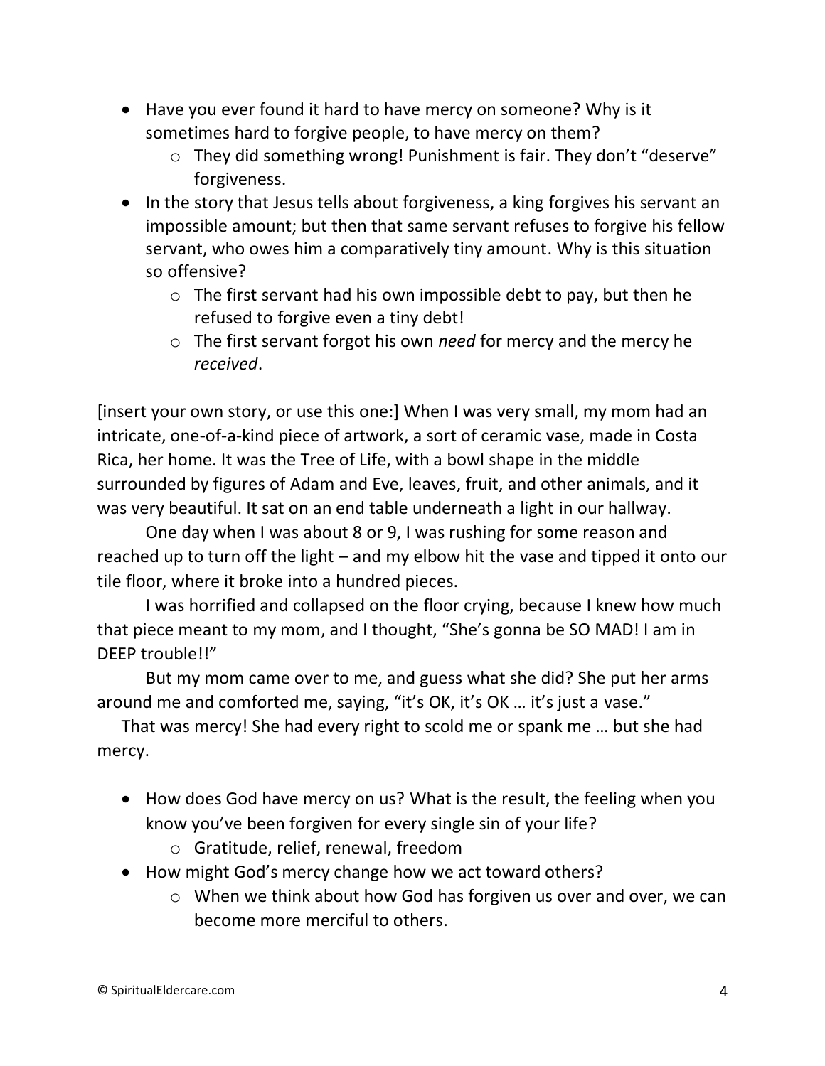- Have you ever found it hard to have mercy on someone? Why is it sometimes hard to forgive people, to have mercy on them?
    - They did something wrong! Punishment is fair. They don't "deserve" forgiveness.
- In the story that Jesus tells about forgiveness, a king forgives his servant an impossible amount; but then that same servant refuses to forgive his fellow servant, who owes him a comparatively tiny amount. Why is this situation so offensive?
    - The first servant had his own impossible debt to pay, but then he refused to forgive even a tiny debt!
    - The first servant forgot his own *need* for mercy and the mercy he *received*.

[insert your own story, or use this one:] When I was very small, my mom had an intricate, one-of-a-kind piece of artwork, a sort of ceramic vase, made in Costa Rica, her home. It was the Tree of Life, with a bowl shape in the middle surrounded by figures of Adam and Eve, leaves, fruit, and other animals, and it was very beautiful. It sat on an end table underneath a light in our hallway.

One day when I was about 8 or 9, I was rushing for some reason and reached up to turn off the light – and my elbow hit the vase and tipped it onto our tile floor, where it broke into a hundred pieces.

I was horrified and collapsed on the floor crying, because I knew how much that piece meant to my mom, and I thought, "She's gonna be SO MAD! I am in DEEP trouble!!"

But my mom came over to me, and guess what she did? She put her arms around me and comforted me, saying, "it's OK, it's OK … it's just a vase."

That was mercy! She had every right to scold me or spank me … but she had mercy.

- How does God have mercy on us? What is the result, the feeling when you know you've been forgiven for every single sin of your life?
    - Gratitude, relief, renewal, freedom
- How might God's mercy change how we act toward others?
    - When we think about how God has forgiven us over and over, we can become more merciful to others.

© SpiritualEldercare.com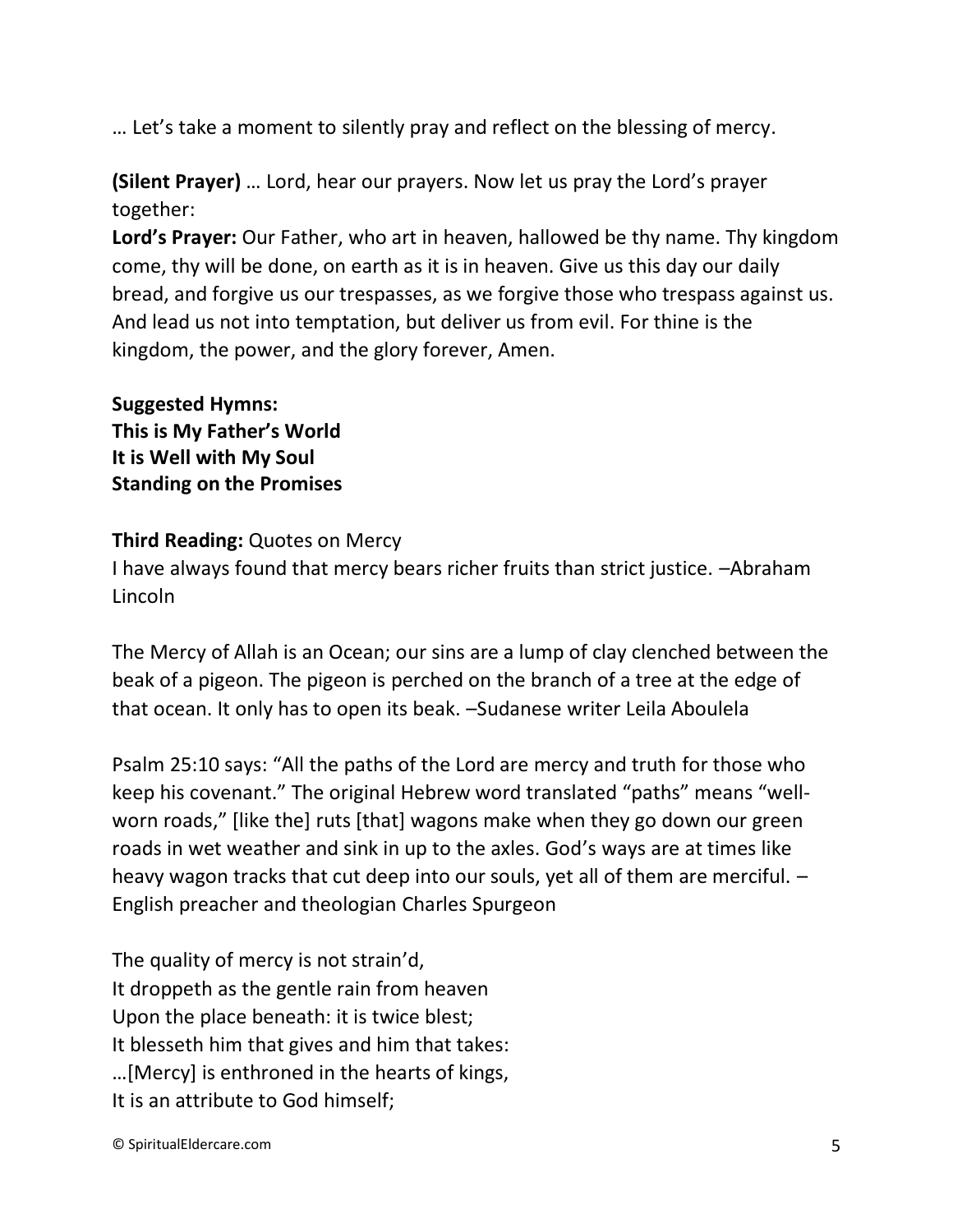… Let's take a moment to silently pray and reflect on the blessing of mercy.

**(Silent Prayer)** … Lord, hear our prayers. Now let us pray the Lord's prayer together:
**Lord's Prayer:** Our Father, who art in heaven, hallowed be thy name. Thy kingdom come, thy will be done, on earth as it is in heaven. Give us this day our daily bread, and forgive us our trespasses, as we forgive those who trespass against us. And lead us not into temptation, but deliver us from evil. For thine is the kingdom, the power, and the glory forever, Amen.

**Suggested Hymns:**
**This is My Father's World**
**It is Well with My Soul**
**Standing on the Promises**

**Third Reading:** Quotes on Mercy
I have always found that mercy bears richer fruits than strict justice. –Abraham Lincoln

The Mercy of Allah is an Ocean; our sins are a lump of clay clenched between the beak of a pigeon. The pigeon is perched on the branch of a tree at the edge of that ocean. It only has to open its beak. –Sudanese writer Leila Aboulela

Psalm 25:10 says: "All the paths of the Lord are mercy and truth for those who keep his covenant." The original Hebrew word translated "paths" means "well-worn roads," [like the] ruts [that] wagons make when they go down our green roads in wet weather and sink in up to the axles. God's ways are at times like heavy wagon tracks that cut deep into our souls, yet all of them are merciful. –English preacher and theologian Charles Spurgeon

The quality of mercy is not strain'd,
It droppeth as the gentle rain from heaven
Upon the place beneath: it is twice blest;
It blesseth him that gives and him that takes:
…[Mercy] is enthroned in the hearts of kings,
It is an attribute to God himself;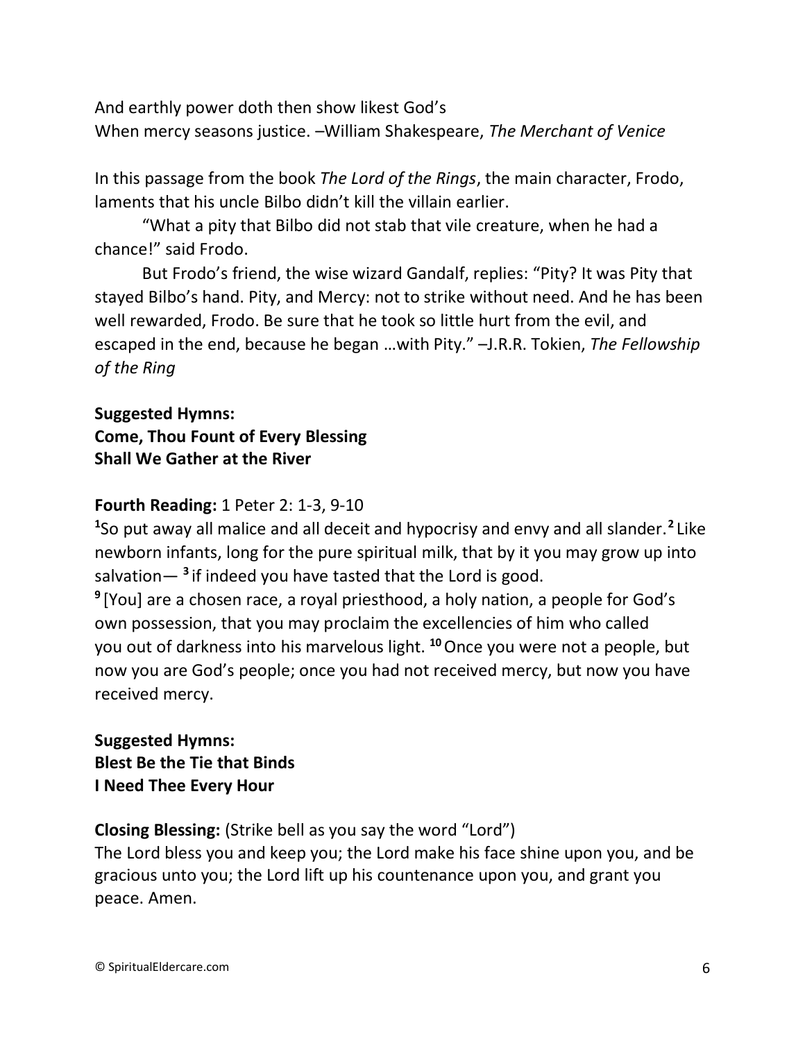And earthly power doth then show likest God's
When mercy seasons justice. –William Shakespeare, *The Merchant of Venice*

In this passage from the book *The Lord of the Rings*, the main character, Frodo, laments that his uncle Bilbo didn't kill the villain earlier.

"What a pity that Bilbo did not stab that vile creature, when he had a chance!" said Frodo.

But Frodo's friend, the wise wizard Gandalf, replies: "Pity? It was Pity that stayed Bilbo's hand. Pity, and Mercy: not to strike without need. And he has been well rewarded, Frodo. Be sure that he took so little hurt from the evil, and escaped in the end, because he began …with Pity." –J.R.R. Tokien, *The Fellowship of the Ring*

**Suggested Hymns:**
**Come, Thou Fount of Every Blessing**
**Shall We Gather at the River**

**Fourth Reading:** 1 Peter 2: 1-3, 9-10
[1]So put away all malice and all deceit and hypocrisy and envy and all slander.[2] Like newborn infants, long for the pure spiritual milk, that by it you may grow up into salvation— [3] if indeed you have tasted that the Lord is good.
[9] [You] are a chosen race, a royal priesthood, a holy nation, a people for God's own possession, that you may proclaim the excellencies of him who called you out of darkness into his marvelous light. [10] Once you were not a people, but now you are God's people; once you had not received mercy, but now you have received mercy.

**Suggested Hymns:**
**Blest Be the Tie that Binds**
**I Need Thee Every Hour**

**Closing Blessing:** (Strike bell as you say the word "Lord")
The Lord bless you and keep you; the Lord make his face shine upon you, and be gracious unto you; the Lord lift up his countenance upon you, and grant you peace. Amen.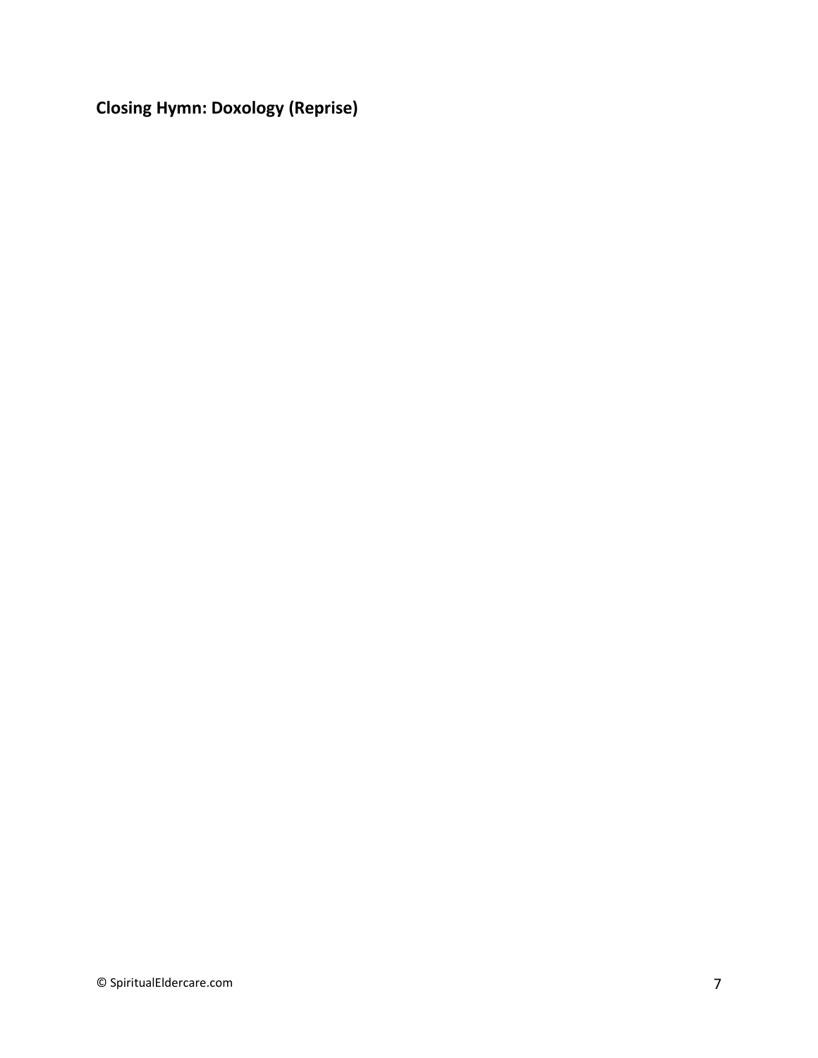**Closing Hymn: Doxology (Reprise)**

© SpiritualEldercare.com